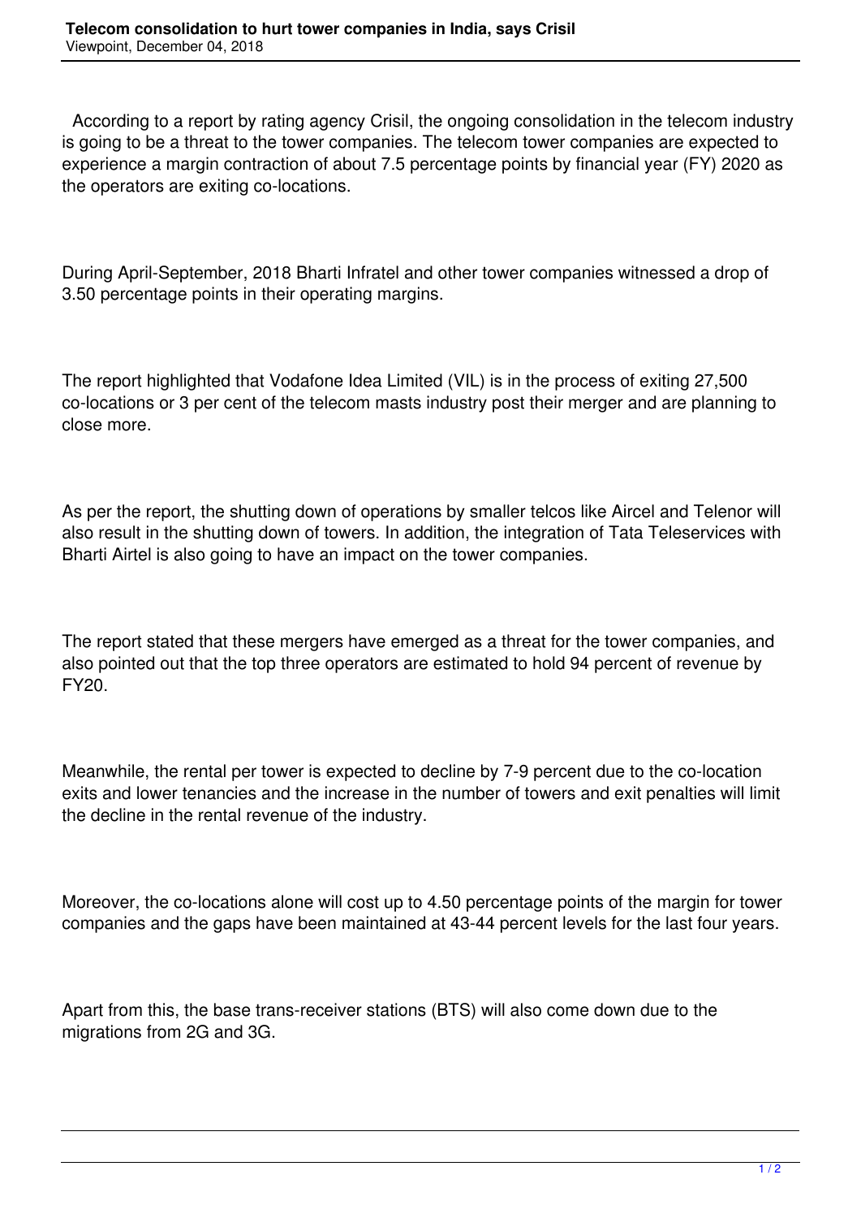# Telecom consolidation to hurt tower companies in India, says Crisil

Viewpoint, December 04, 2018

According to a report by rating agency Crisil, the ongoing consolidation in the telecom industry is going to be a threat to the tower companies. The telecom tower companies are expected to experience a margin contraction of about 7.5 percentage points by financial year (FY) 2020 as the operators are exiting co-locations.

During April-September, 2018 Bharti Infratel and other tower companies witnessed a drop of 3.50 percentage points in their operating margins.

The report highlighted that Vodafone Idea Limited (VIL) is in the process of exiting 27,500 co-locations or 3 per cent of the telecom masts industry post their merger and are planning to close more.

As per the report, the shutting down of operations by smaller telcos like Aircel and Telenor will also result in the shutting down of towers. In addition, the integration of Tata Teleservices with Bharti Airtel is also going to have an impact on the tower companies.

The report stated that these mergers have emerged as a threat for the tower companies, and also pointed out that the top three operators are estimated to hold 94 percent of revenue by FY20.

Meanwhile, the rental per tower is expected to decline by 7-9 percent due to the co-location exits and lower tenancies and the increase in the number of towers and exit penalties will limit the decline in the rental revenue of the industry.

Moreover, the co-locations alone will cost up to 4.50 percentage points of the margin for tower companies and the gaps have been maintained at 43-44 percent levels for the last four years.

Apart from this, the base trans-receiver stations (BTS) will also come down due to the migrations from 2G and 3G.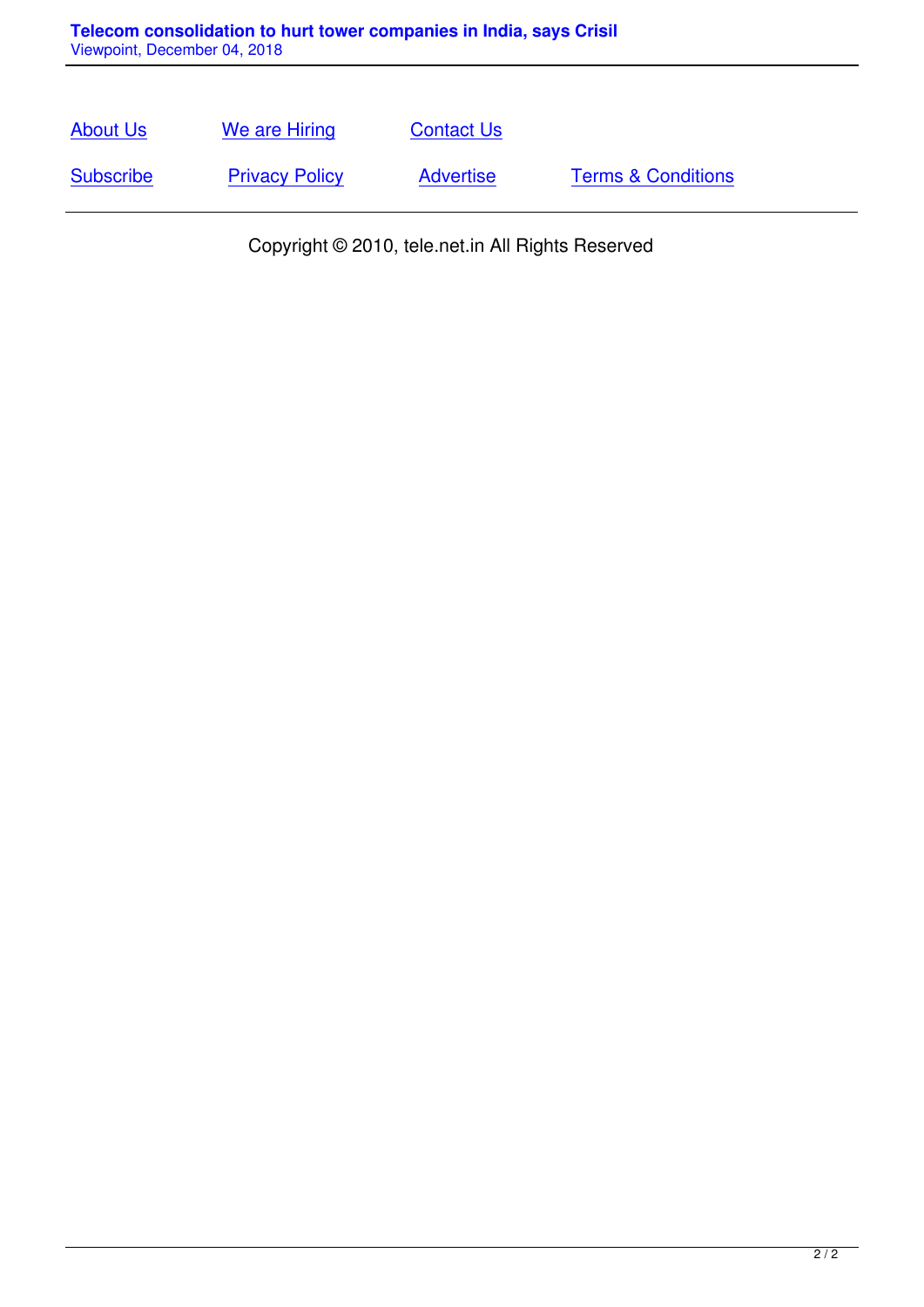About Us We are Hiring Contact Us

Subscribe Privacy Policy Advertise Terms & Conditions

Copyright © 2010, tele.net.in All Rights Reserved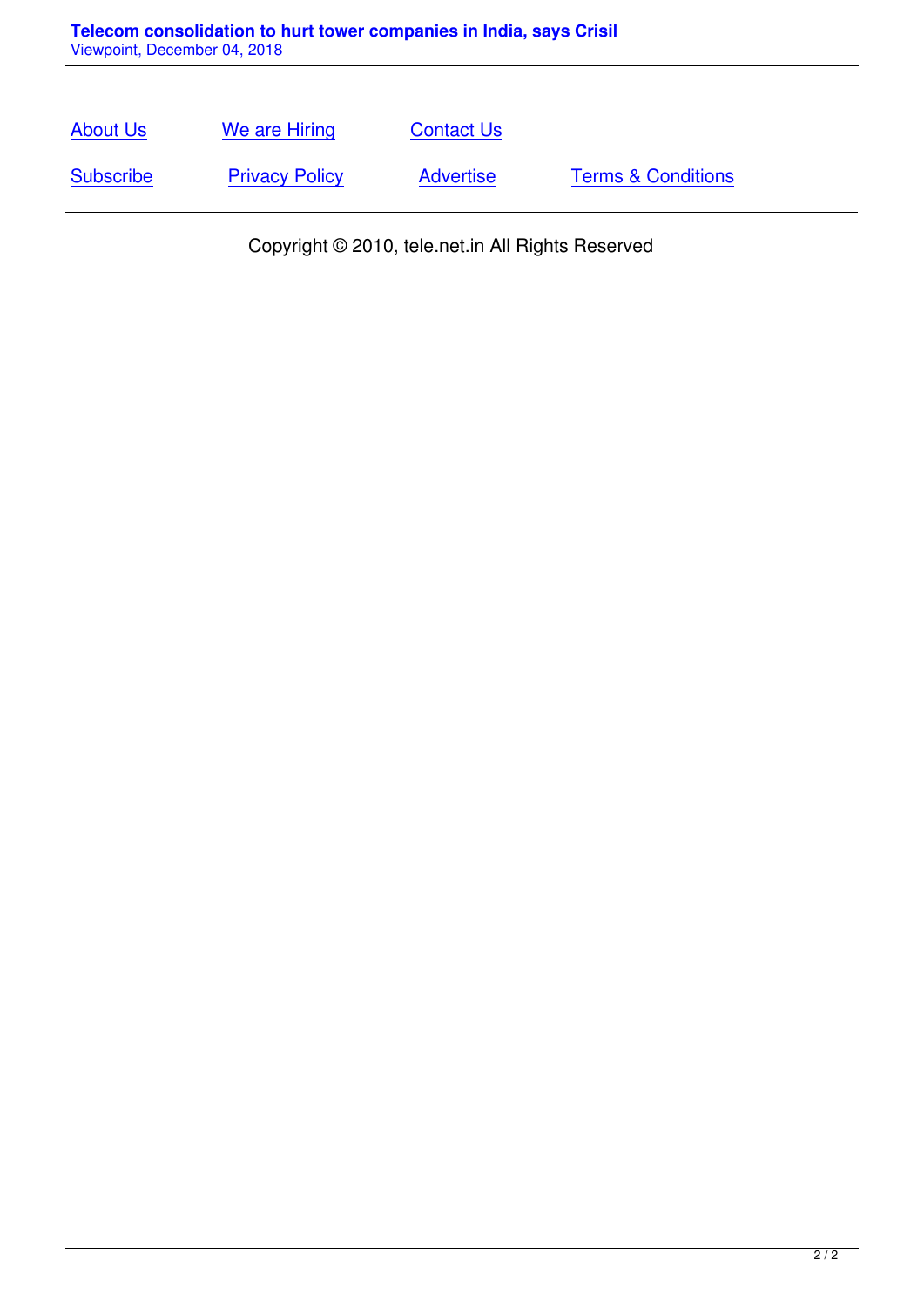About Us We are Hiring Contact Us

Subscribe Privacy Policy Advertise Terms & Conditions

Copyright © 2010, tele.net.in All Rights Reserved